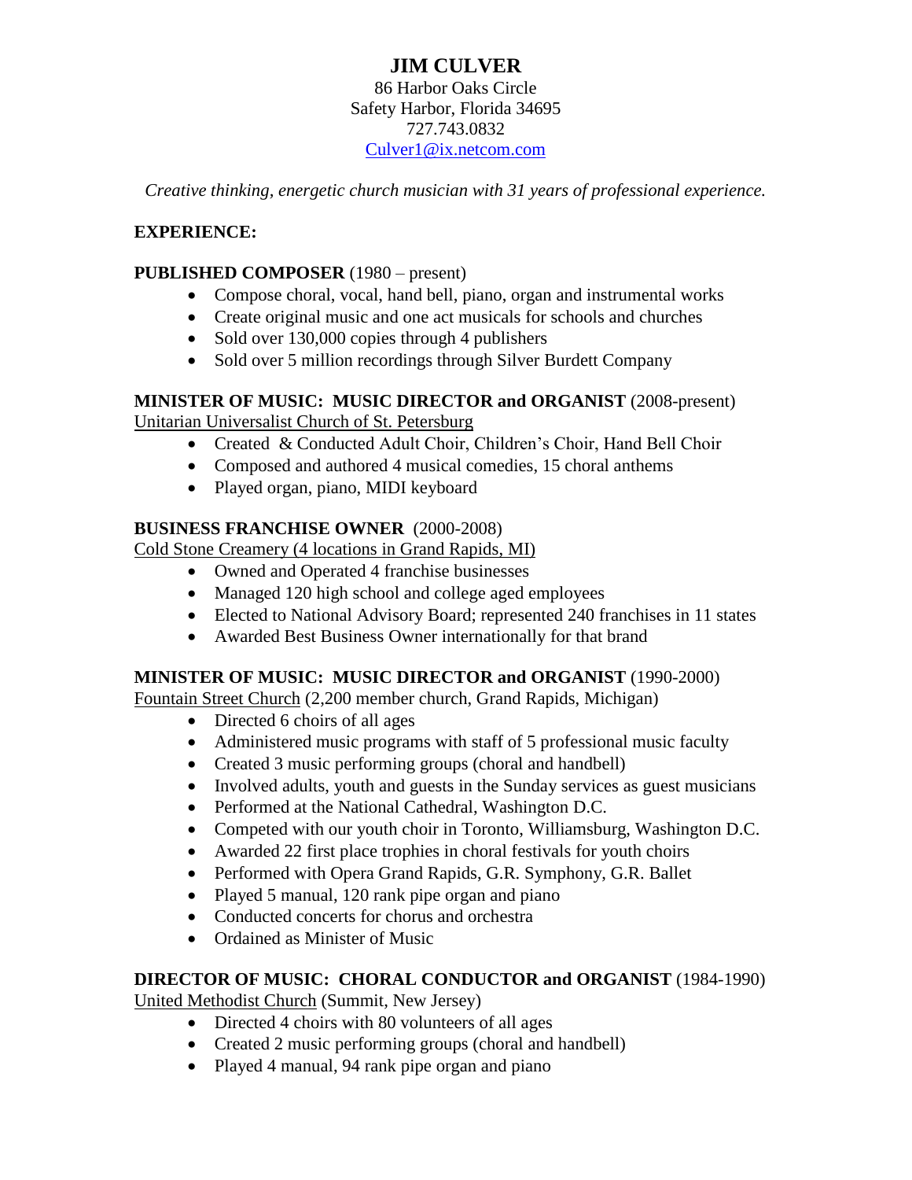# JIM CULVER

86 Harbor Oaks Circle
Safety Harbor, Florida 34695
727.743.0832
Culver1@ix.netcom.com

*Creative thinking, energetic church musician with 31 years of professional experience.*

## EXPERIENCE:

**PUBLISHED COMPOSER** (1980 – present)

- Compose choral, vocal, hand bell, piano, organ and instrumental works
- Create original music and one act musicals for schools and churches
- Sold over 130,000 copies through 4 publishers
- Sold over 5 million recordings through Silver Burdett Company

**MINISTER OF MUSIC: MUSIC DIRECTOR and ORGANIST** (2008-present)
Unitarian Universalist Church of St. Petersburg

- Created & Conducted Adult Choir, Children's Choir, Hand Bell Choir
- Composed and authored 4 musical comedies, 15 choral anthems
- Played organ, piano, MIDI keyboard

**BUSINESS FRANCHISE OWNER** (2000-2008)
Cold Stone Creamery (4 locations in Grand Rapids, MI)

- Owned and Operated 4 franchise businesses
- Managed 120 high school and college aged employees
- Elected to National Advisory Board; represented 240 franchises in 11 states
- Awarded Best Business Owner internationally for that brand

**MINISTER OF MUSIC: MUSIC DIRECTOR and ORGANIST** (1990-2000)
Fountain Street Church (2,200 member church, Grand Rapids, Michigan)

- Directed 6 choirs of all ages
- Administered music programs with staff of 5 professional music faculty
- Created 3 music performing groups (choral and handbell)
- Involved adults, youth and guests in the Sunday services as guest musicians
- Performed at the National Cathedral, Washington D.C.
- Competed with our youth choir in Toronto, Williamsburg, Washington D.C.
- Awarded 22 first place trophies in choral festivals for youth choirs
- Performed with Opera Grand Rapids, G.R. Symphony, G.R. Ballet
- Played 5 manual, 120 rank pipe organ and piano
- Conducted concerts for chorus and orchestra
- Ordained as Minister of Music

**DIRECTOR OF MUSIC: CHORAL CONDUCTOR and ORGANIST** (1984-1990)
United Methodist Church (Summit, New Jersey)

- Directed 4 choirs with 80 volunteers of all ages
- Created 2 music performing groups (choral and handbell)
- Played 4 manual, 94 rank pipe organ and piano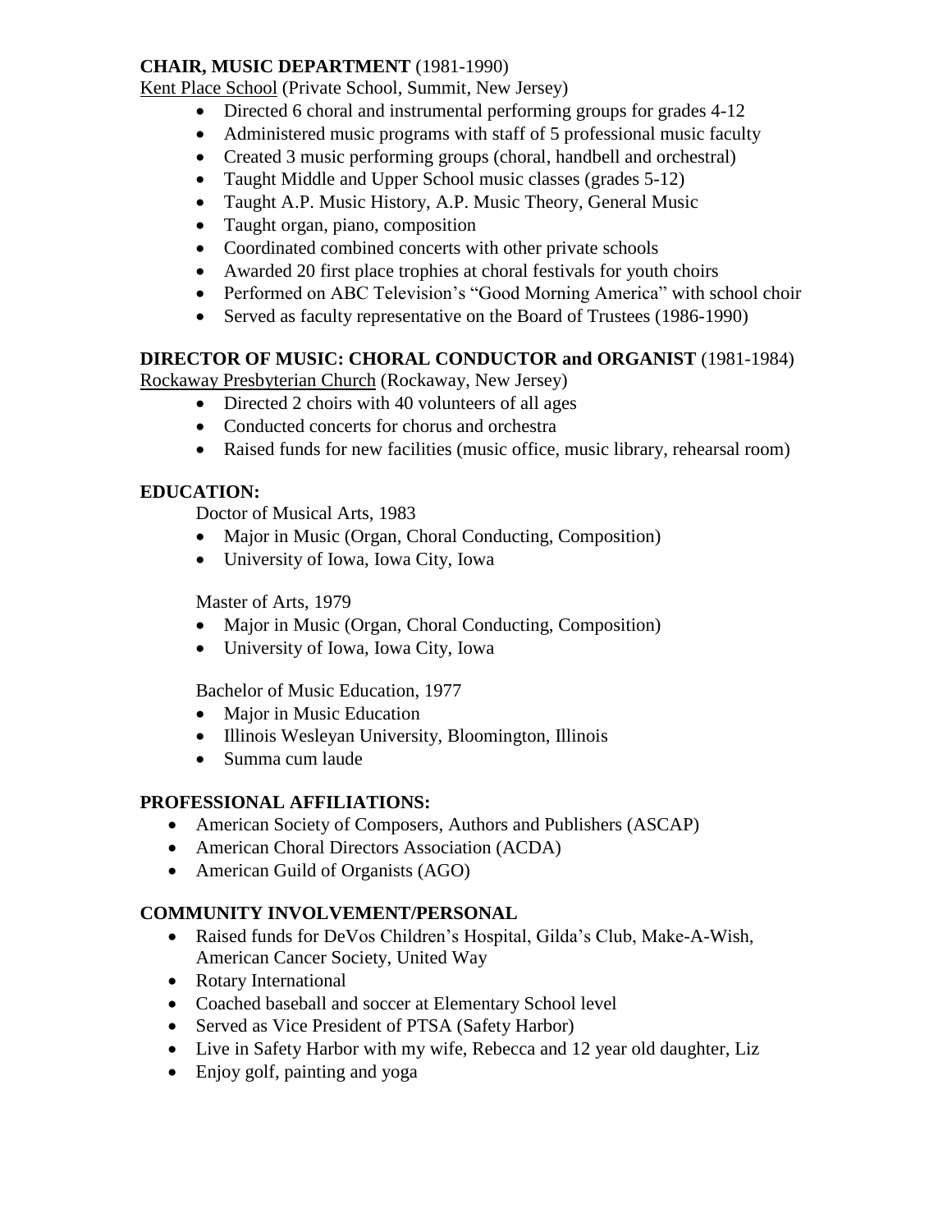**CHAIR, MUSIC DEPARTMENT** (1981-1990)

Kent Place School (Private School, Summit, New Jersey)

- Directed 6 choral and instrumental performing groups for grades 4-12
- Administered music programs with staff of 5 professional music faculty
- Created 3 music performing groups (choral, handbell and orchestral)
- Taught Middle and Upper School music classes (grades 5-12)
- Taught A.P. Music History, A.P. Music Theory, General Music
- Taught organ, piano, composition
- Coordinated combined concerts with other private schools
- Awarded 20 first place trophies at choral festivals for youth choirs
- Performed on ABC Television's "Good Morning America" with school choir
- Served as faculty representative on the Board of Trustees (1986-1990)

**DIRECTOR OF MUSIC: CHORAL CONDUCTOR and ORGANIST** (1981-1984)

Rockaway Presbyterian Church (Rockaway, New Jersey)

- Directed 2 choirs with 40 volunteers of all ages
- Conducted concerts for chorus and orchestra
- Raised funds for new facilities (music office, music library, rehearsal room)

**EDUCATION:**

Doctor of Musical Arts, 1983

- Major in Music (Organ, Choral Conducting, Composition)
- University of Iowa, Iowa City, Iowa

Master of Arts, 1979

- Major in Music (Organ, Choral Conducting, Composition)
- University of Iowa, Iowa City, Iowa

Bachelor of Music Education, 1977

- Major in Music Education
- Illinois Wesleyan University, Bloomington, Illinois
- Summa cum laude

**PROFESSIONAL AFFILIATIONS:**

- American Society of Composers, Authors and Publishers (ASCAP)
- American Choral Directors Association (ACDA)
- American Guild of Organists (AGO)

**COMMUNITY INVOLVEMENT/PERSONAL**

- Raised funds for DeVos Children's Hospital, Gilda's Club, Make-A-Wish, American Cancer Society, United Way
- Rotary International
- Coached baseball and soccer at Elementary School level
- Served as Vice President of PTSA (Safety Harbor)
- Live in Safety Harbor with my wife, Rebecca and 12 year old daughter, Liz
- Enjoy golf, painting and yoga